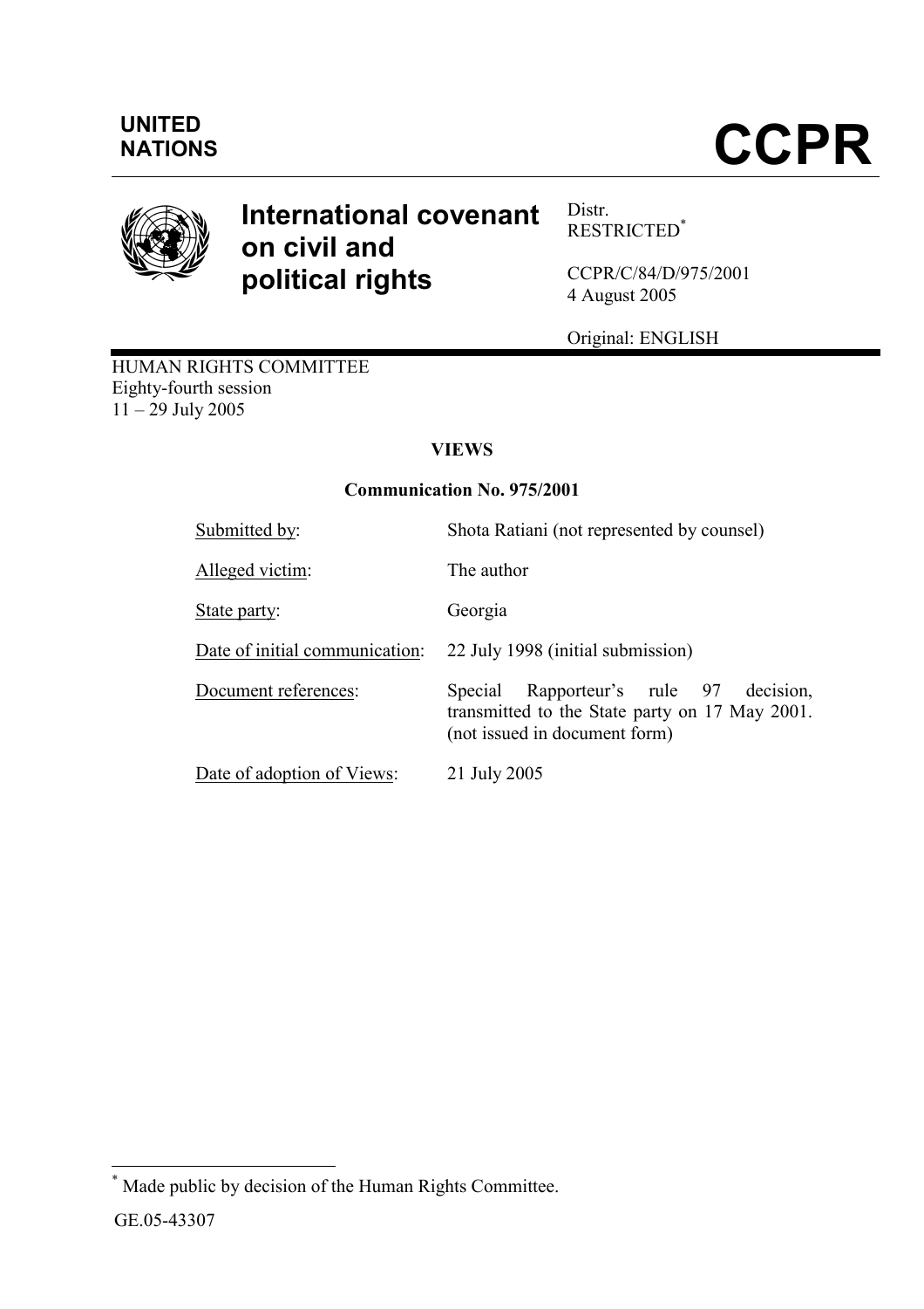UNITED NATIONS

# CCPR

## International covenant on civil and political rights

Distr.
RESTRICTED[*]

CCPR/C/84/D/975/2001
4 August 2005

Original: ENGLISH

HUMAN RIGHTS COMMITTEE
Eighty-fourth session
11 – 29 July 2005

**VIEWS**

**Communication No. 975/2001**

| | |
|---|---|
| Submitted by: | Shota Ratiani (not represented by counsel) |
| Alleged victim: | The author |
| State party: | Georgia |
| Date of initial communication: | 22 July 1998 (initial submission) |
| Document references: | Special Rapporteur's rule 97 decision, transmitted to the State party on 17 May 2001. (not issued in document form) |
| Date of adoption of Views: | 21 July 2005 |

[*] Made public by decision of the Human Rights Committee.

GE.05-43307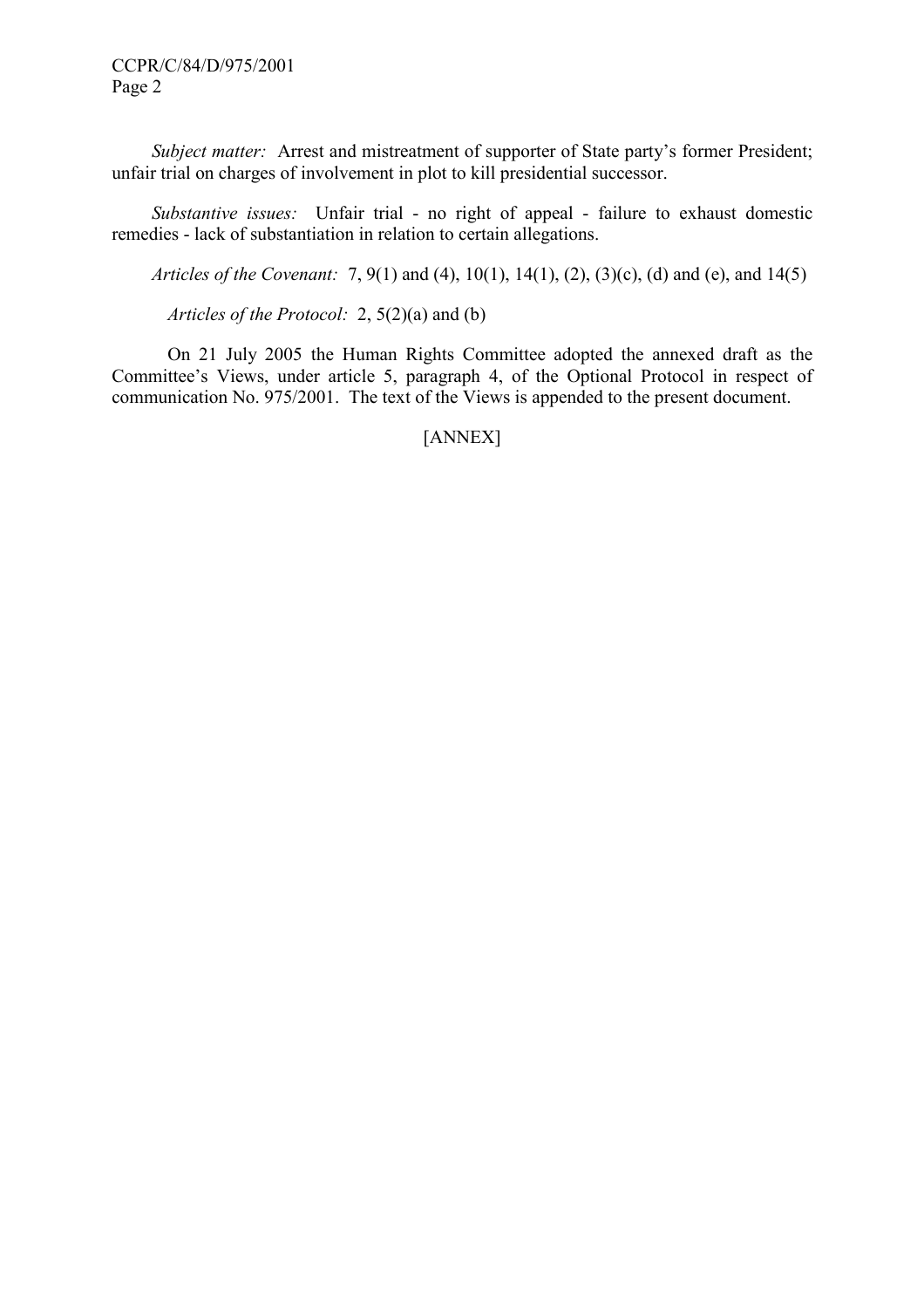*Subject matter:* Arrest and mistreatment of supporter of State party's former President; unfair trial on charges of involvement in plot to kill presidential successor.

*Substantive issues:* Unfair trial - no right of appeal - failure to exhaust domestic remedies - lack of substantiation in relation to certain allegations.

*Articles of the Covenant:* 7, 9(1) and (4), 10(1), 14(1), (2), (3)(c), (d) and (e), and 14(5)

*Articles of the Protocol:* 2, 5(2)(a) and (b)

On 21 July 2005 the Human Rights Committee adopted the annexed draft as the Committee's Views, under article 5, paragraph 4, of the Optional Protocol in respect of communication No. 975/2001. The text of the Views is appended to the present document.

[ANNEX]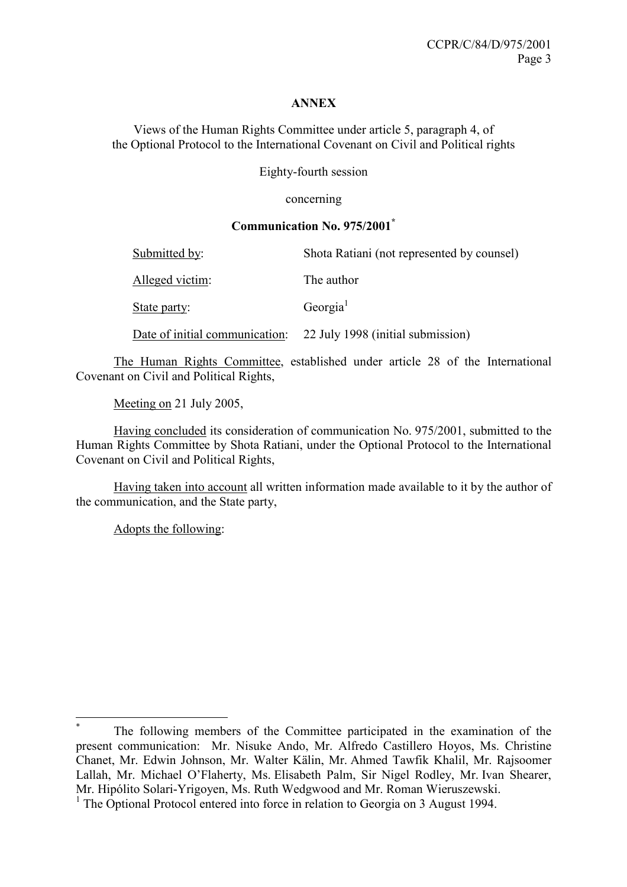**ANNEX**

Views of the Human Rights Committee under article 5, paragraph 4, of the Optional Protocol to the International Covenant on Civil and Political rights

Eighty-fourth session

concerning

**Communication No. 975/2001***

| | |
|---|---|
| Submitted by: | Shota Ratiani (not represented by counsel) |
| Alleged victim: | The author |
| State party: | Georgia[1] |
| Date of initial communication: | 22 July 1998 (initial submission) |

The Human Rights Committee, established under article 28 of the International Covenant on Civil and Political Rights,

Meeting on 21 July 2005,

Having concluded its consideration of communication No. 975/2001, submitted to the Human Rights Committee by Shota Ratiani, under the Optional Protocol to the International Covenant on Civil and Political Rights,

Having taken into account all written information made available to it by the author of the communication, and the State party,

Adopts the following:

---

* The following members of the Committee participated in the examination of the present communication: Mr. Nisuke Ando, Mr. Alfredo Castillero Hoyos, Ms. Christine Chanet, Mr. Edwin Johnson, Mr. Walter Kälin, Mr. Ahmed Tawfik Khalil, Mr. Rajsoomer Lallah, Mr. Michael O'Flaherty, Ms. Elisabeth Palm, Sir Nigel Rodley, Mr. Ivan Shearer, Mr. Hipólito Solari-Yrigoyen, Ms. Ruth Wedgwood and Mr. Roman Wieruszewski.

[1] The Optional Protocol entered into force in relation to Georgia on 3 August 1994.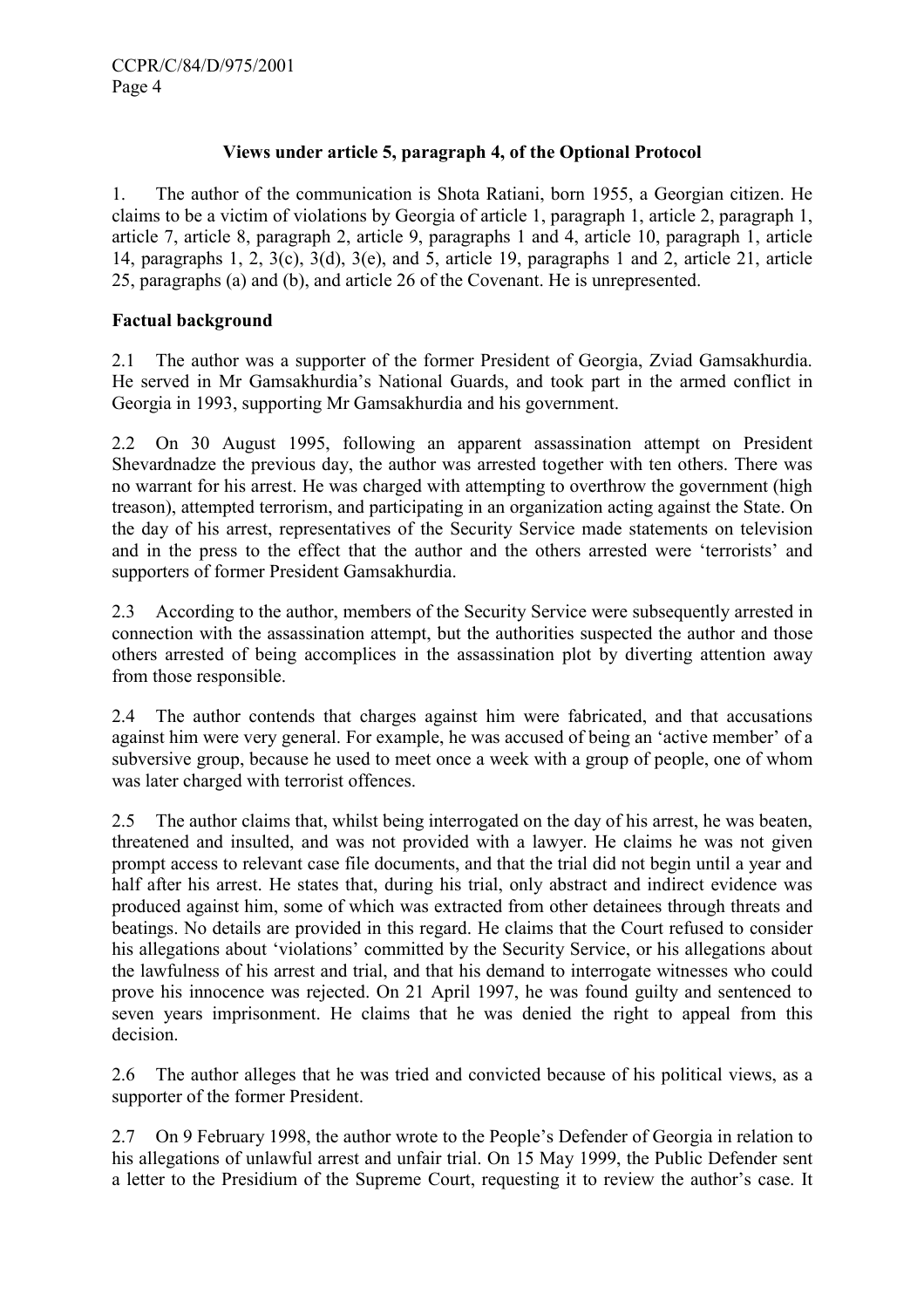### Views under article 5, paragraph 4, of the Optional Protocol

1. The author of the communication is Shota Ratiani, born 1955, a Georgian citizen. He claims to be a victim of violations by Georgia of article 1, paragraph 1, article 2, paragraph 1, article 7, article 8, paragraph 2, article 9, paragraphs 1 and 4, article 10, paragraph 1, article 14, paragraphs 1, 2, 3(c), 3(d), 3(e), and 5, article 19, paragraphs 1 and 2, article 21, article 25, paragraphs (a) and (b), and article 26 of the Covenant. He is unrepresented.

**Factual background**

2.1 The author was a supporter of the former President of Georgia, Zviad Gamsakhurdia. He served in Mr Gamsakhurdia's National Guards, and took part in the armed conflict in Georgia in 1993, supporting Mr Gamsakhurdia and his government.

2.2 On 30 August 1995, following an apparent assassination attempt on President Shevardnadze the previous day, the author was arrested together with ten others. There was no warrant for his arrest. He was charged with attempting to overthrow the government (high treason), attempted terrorism, and participating in an organization acting against the State. On the day of his arrest, representatives of the Security Service made statements on television and in the press to the effect that the author and the others arrested were 'terrorists' and supporters of former President Gamsakhurdia.

2.3 According to the author, members of the Security Service were subsequently arrested in connection with the assassination attempt, but the authorities suspected the author and those others arrested of being accomplices in the assassination plot by diverting attention away from those responsible.

2.4 The author contends that charges against him were fabricated, and that accusations against him were very general. For example, he was accused of being an 'active member' of a subversive group, because he used to meet once a week with a group of people, one of whom was later charged with terrorist offences.

2.5 The author claims that, whilst being interrogated on the day of his arrest, he was beaten, threatened and insulted, and was not provided with a lawyer. He claims he was not given prompt access to relevant case file documents, and that the trial did not begin until a year and half after his arrest. He states that, during his trial, only abstract and indirect evidence was produced against him, some of which was extracted from other detainees through threats and beatings. No details are provided in this regard. He claims that the Court refused to consider his allegations about 'violations' committed by the Security Service, or his allegations about the lawfulness of his arrest and trial, and that his demand to interrogate witnesses who could prove his innocence was rejected. On 21 April 1997, he was found guilty and sentenced to seven years imprisonment. He claims that he was denied the right to appeal from this decision.

2.6 The author alleges that he was tried and convicted because of his political views, as a supporter of the former President.

2.7 On 9 February 1998, the author wrote to the People's Defender of Georgia in relation to his allegations of unlawful arrest and unfair trial. On 15 May 1999, the Public Defender sent a letter to the Presidium of the Supreme Court, requesting it to review the author's case. It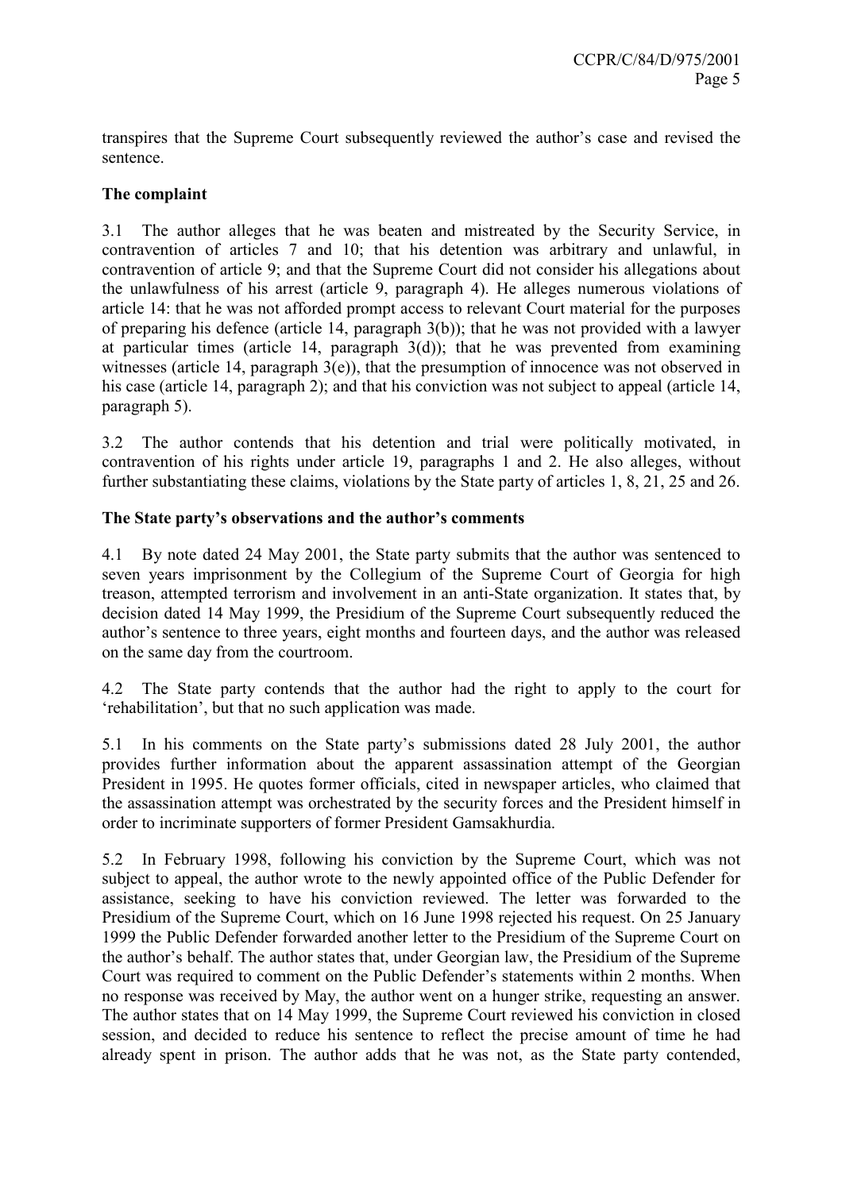transpires that the Supreme Court subsequently reviewed the author's case and revised the sentence.

**The complaint**

3.1 The author alleges that he was beaten and mistreated by the Security Service, in contravention of articles 7 and 10; that his detention was arbitrary and unlawful, in contravention of article 9; and that the Supreme Court did not consider his allegations about the unlawfulness of his arrest (article 9, paragraph 4). He alleges numerous violations of article 14: that he was not afforded prompt access to relevant Court material for the purposes of preparing his defence (article 14, paragraph 3(b)); that he was not provided with a lawyer at particular times (article 14, paragraph 3(d)); that he was prevented from examining witnesses (article 14, paragraph 3(e)), that the presumption of innocence was not observed in his case (article 14, paragraph 2); and that his conviction was not subject to appeal (article 14, paragraph 5).

3.2 The author contends that his detention and trial were politically motivated, in contravention of his rights under article 19, paragraphs 1 and 2. He also alleges, without further substantiating these claims, violations by the State party of articles 1, 8, 21, 25 and 26.

**The State party's observations and the author's comments**

4.1 By note dated 24 May 2001, the State party submits that the author was sentenced to seven years imprisonment by the Collegium of the Supreme Court of Georgia for high treason, attempted terrorism and involvement in an anti-State organization. It states that, by decision dated 14 May 1999, the Presidium of the Supreme Court subsequently reduced the author's sentence to three years, eight months and fourteen days, and the author was released on the same day from the courtroom.

4.2 The State party contends that the author had the right to apply to the court for 'rehabilitation', but that no such application was made.

5.1 In his comments on the State party's submissions dated 28 July 2001, the author provides further information about the apparent assassination attempt of the Georgian President in 1995. He quotes former officials, cited in newspaper articles, who claimed that the assassination attempt was orchestrated by the security forces and the President himself in order to incriminate supporters of former President Gamsakhurdia.

5.2 In February 1998, following his conviction by the Supreme Court, which was not subject to appeal, the author wrote to the newly appointed office of the Public Defender for assistance, seeking to have his conviction reviewed. The letter was forwarded to the Presidium of the Supreme Court, which on 16 June 1998 rejected his request. On 25 January 1999 the Public Defender forwarded another letter to the Presidium of the Supreme Court on the author's behalf. The author states that, under Georgian law, the Presidium of the Supreme Court was required to comment on the Public Defender's statements within 2 months. When no response was received by May, the author went on a hunger strike, requesting an answer. The author states that on 14 May 1999, the Supreme Court reviewed his conviction in closed session, and decided to reduce his sentence to reflect the precise amount of time he had already spent in prison. The author adds that he was not, as the State party contended,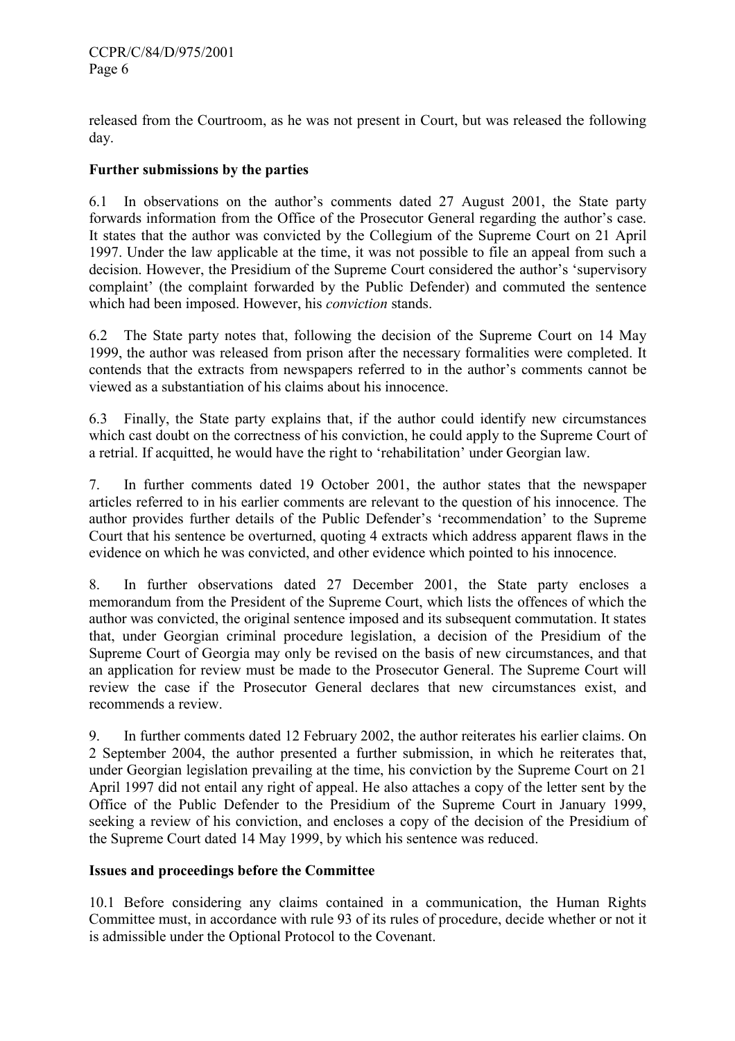released from the Courtroom, as he was not present in Court, but was released the following day.

**Further submissions by the parties**

6.1 In observations on the author's comments dated 27 August 2001, the State party forwards information from the Office of the Prosecutor General regarding the author's case. It states that the author was convicted by the Collegium of the Supreme Court on 21 April 1997. Under the law applicable at the time, it was not possible to file an appeal from such a decision. However, the Presidium of the Supreme Court considered the author's 'supervisory complaint' (the complaint forwarded by the Public Defender) and commuted the sentence which had been imposed. However, his *conviction* stands.

6.2 The State party notes that, following the decision of the Supreme Court on 14 May 1999, the author was released from prison after the necessary formalities were completed. It contends that the extracts from newspapers referred to in the author's comments cannot be viewed as a substantiation of his claims about his innocence.

6.3 Finally, the State party explains that, if the author could identify new circumstances which cast doubt on the correctness of his conviction, he could apply to the Supreme Court of a retrial. If acquitted, he would have the right to 'rehabilitation' under Georgian law.

7. In further comments dated 19 October 2001, the author states that the newspaper articles referred to in his earlier comments are relevant to the question of his innocence. The author provides further details of the Public Defender's 'recommendation' to the Supreme Court that his sentence be overturned, quoting 4 extracts which address apparent flaws in the evidence on which he was convicted, and other evidence which pointed to his innocence.

8. In further observations dated 27 December 2001, the State party encloses a memorandum from the President of the Supreme Court, which lists the offences of which the author was convicted, the original sentence imposed and its subsequent commutation. It states that, under Georgian criminal procedure legislation, a decision of the Presidium of the Supreme Court of Georgia may only be revised on the basis of new circumstances, and that an application for review must be made to the Prosecutor General. The Supreme Court will review the case if the Prosecutor General declares that new circumstances exist, and recommends a review.

9. In further comments dated 12 February 2002, the author reiterates his earlier claims. On 2 September 2004, the author presented a further submission, in which he reiterates that, under Georgian legislation prevailing at the time, his conviction by the Supreme Court on 21 April 1997 did not entail any right of appeal. He also attaches a copy of the letter sent by the Office of the Public Defender to the Presidium of the Supreme Court in January 1999, seeking a review of his conviction, and encloses a copy of the decision of the Presidium of the Supreme Court dated 14 May 1999, by which his sentence was reduced.

**Issues and proceedings before the Committee**

10.1 Before considering any claims contained in a communication, the Human Rights Committee must, in accordance with rule 93 of its rules of procedure, decide whether or not it is admissible under the Optional Protocol to the Covenant.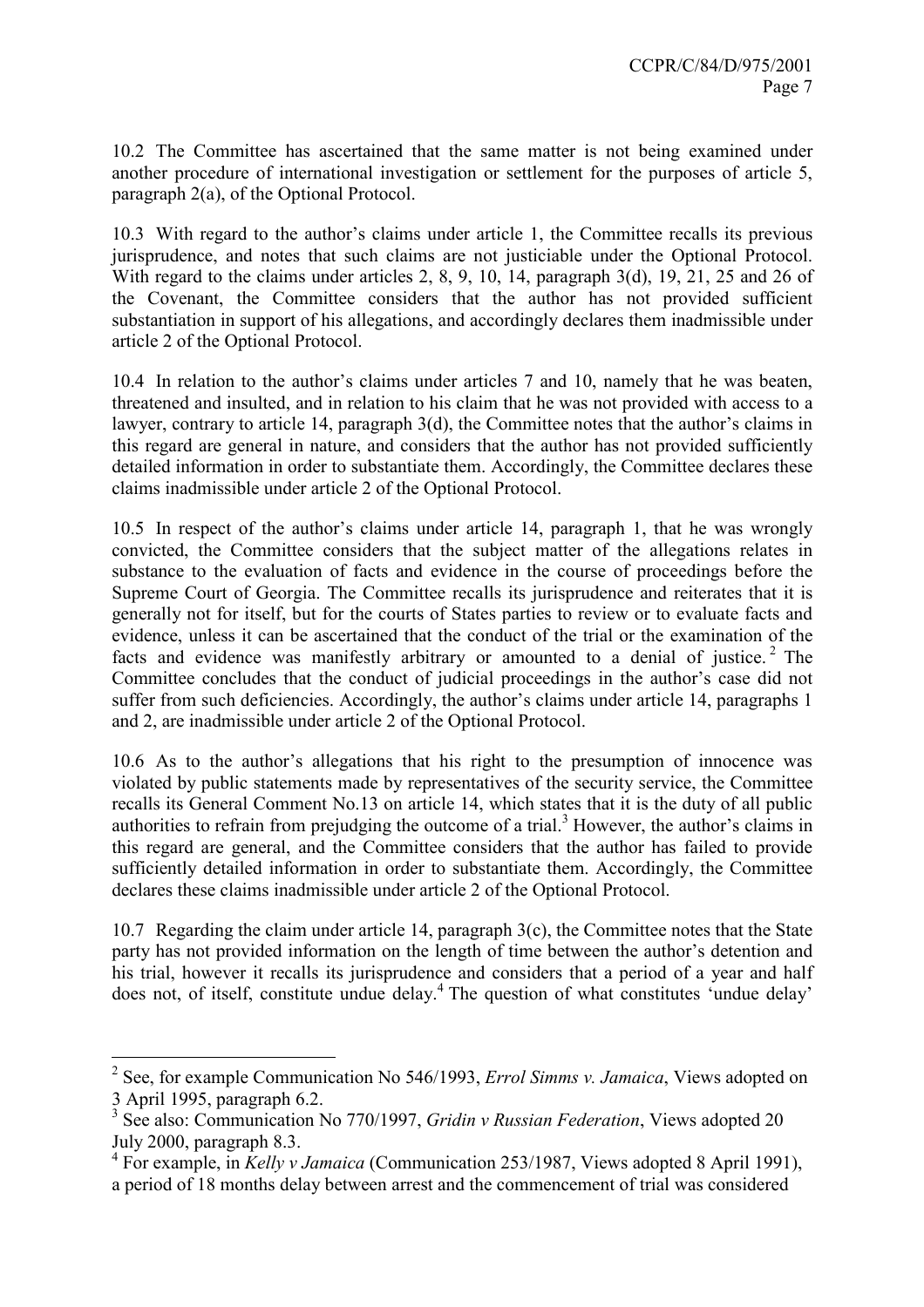10.2 The Committee has ascertained that the same matter is not being examined under another procedure of international investigation or settlement for the purposes of article 5, paragraph 2(a), of the Optional Protocol.

10.3 With regard to the author's claims under article 1, the Committee recalls its previous jurisprudence, and notes that such claims are not justiciable under the Optional Protocol. With regard to the claims under articles 2, 8, 9, 10, 14, paragraph 3(d), 19, 21, 25 and 26 of the Covenant, the Committee considers that the author has not provided sufficient substantiation in support of his allegations, and accordingly declares them inadmissible under article 2 of the Optional Protocol.

10.4 In relation to the author's claims under articles 7 and 10, namely that he was beaten, threatened and insulted, and in relation to his claim that he was not provided with access to a lawyer, contrary to article 14, paragraph 3(d), the Committee notes that the author's claims in this regard are general in nature, and considers that the author has not provided sufficiently detailed information in order to substantiate them. Accordingly, the Committee declares these claims inadmissible under article 2 of the Optional Protocol.

10.5 In respect of the author's claims under article 14, paragraph 1, that he was wrongly convicted, the Committee considers that the subject matter of the allegations relates in substance to the evaluation of facts and evidence in the course of proceedings before the Supreme Court of Georgia. The Committee recalls its jurisprudence and reiterates that it is generally not for itself, but for the courts of States parties to review or to evaluate facts and evidence, unless it can be ascertained that the conduct of the trial or the examination of the facts and evidence was manifestly arbitrary or amounted to a denial of justice.[2] The Committee concludes that the conduct of judicial proceedings in the author's case did not suffer from such deficiencies. Accordingly, the author's claims under article 14, paragraphs 1 and 2, are inadmissible under article 2 of the Optional Protocol.

10.6 As to the author's allegations that his right to the presumption of innocence was violated by public statements made by representatives of the security service, the Committee recalls its General Comment No.13 on article 14, which states that it is the duty of all public authorities to refrain from prejudging the outcome of a trial.[3] However, the author's claims in this regard are general, and the Committee considers that the author has failed to provide sufficiently detailed information in order to substantiate them. Accordingly, the Committee declares these claims inadmissible under article 2 of the Optional Protocol.

10.7 Regarding the claim under article 14, paragraph 3(c), the Committee notes that the State party has not provided information on the length of time between the author's detention and his trial, however it recalls its jurisprudence and considers that a period of a year and half does not, of itself, constitute undue delay.[4] The question of what constitutes 'undue delay'

---

[2] See, for example Communication No 546/1993, *Errol Simms v. Jamaica*, Views adopted on 3 April 1995, paragraph 6.2.

[3] See also: Communication No 770/1997, *Gridin v Russian Federation*, Views adopted 20 July 2000, paragraph 8.3.

[4] For example, in *Kelly v Jamaica* (Communication 253/1987, Views adopted 8 April 1991), a period of 18 months delay between arrest and the commencement of trial was considered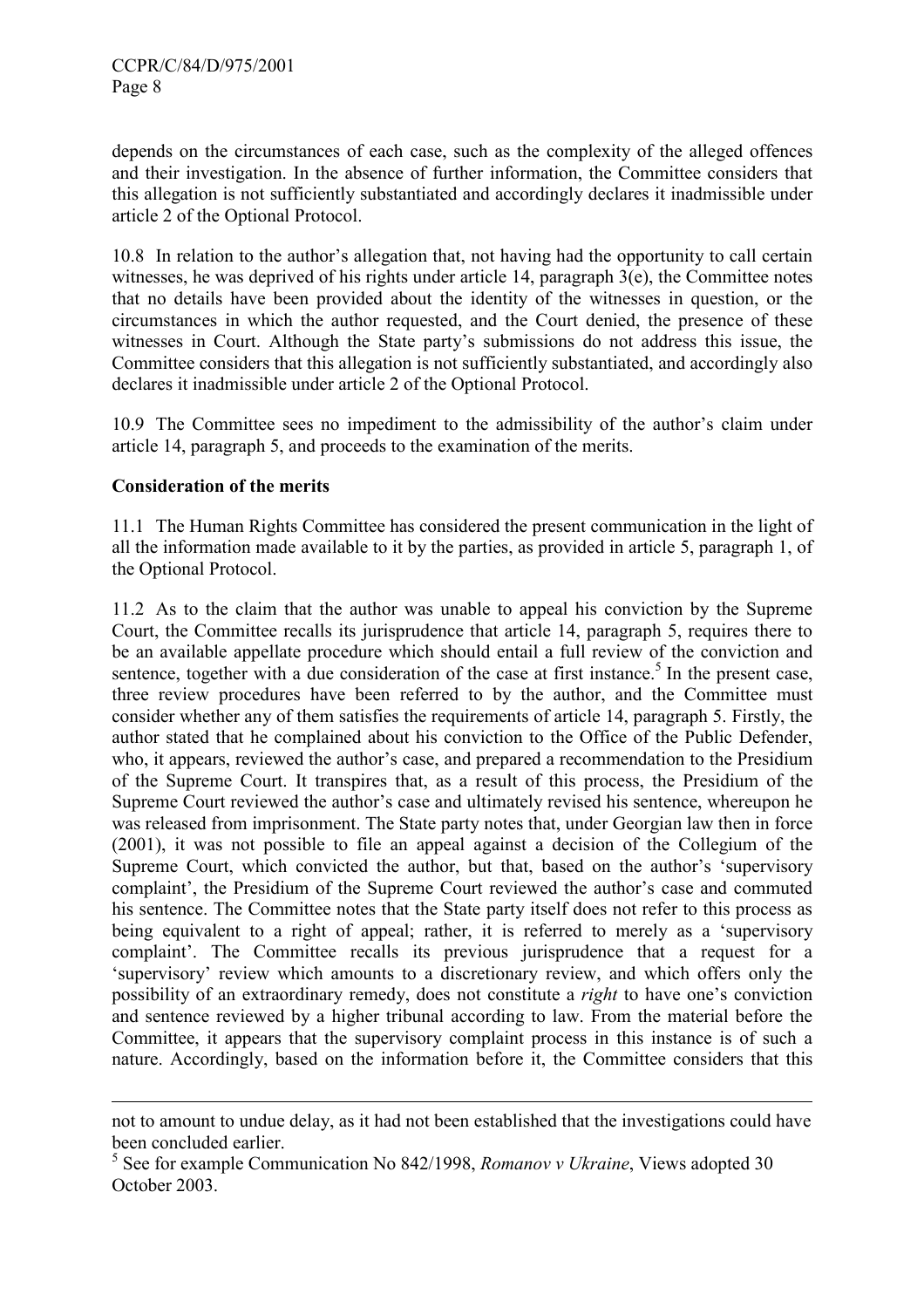depends on the circumstances of each case, such as the complexity of the alleged offences and their investigation. In the absence of further information, the Committee considers that this allegation is not sufficiently substantiated and accordingly declares it inadmissible under article 2 of the Optional Protocol.

10.8 In relation to the author's allegation that, not having had the opportunity to call certain witnesses, he was deprived of his rights under article 14, paragraph 3(e), the Committee notes that no details have been provided about the identity of the witnesses in question, or the circumstances in which the author requested, and the Court denied, the presence of these witnesses in Court. Although the State party's submissions do not address this issue, the Committee considers that this allegation is not sufficiently substantiated, and accordingly also declares it inadmissible under article 2 of the Optional Protocol.

10.9 The Committee sees no impediment to the admissibility of the author's claim under article 14, paragraph 5, and proceeds to the examination of the merits.

**Consideration of the merits**

11.1 The Human Rights Committee has considered the present communication in the light of all the information made available to it by the parties, as provided in article 5, paragraph 1, of the Optional Protocol.

11.2 As to the claim that the author was unable to appeal his conviction by the Supreme Court, the Committee recalls its jurisprudence that article 14, paragraph 5, requires there to be an available appellate procedure which should entail a full review of the conviction and sentence, together with a due consideration of the case at first instance.[5] In the present case, three review procedures have been referred to by the author, and the Committee must consider whether any of them satisfies the requirements of article 14, paragraph 5. Firstly, the author stated that he complained about his conviction to the Office of the Public Defender, who, it appears, reviewed the author's case, and prepared a recommendation to the Presidium of the Supreme Court. It transpires that, as a result of this process, the Presidium of the Supreme Court reviewed the author's case and ultimately revised his sentence, whereupon he was released from imprisonment. The State party notes that, under Georgian law then in force (2001), it was not possible to file an appeal against a decision of the Collegium of the Supreme Court, which convicted the author, but that, based on the author's 'supervisory complaint', the Presidium of the Supreme Court reviewed the author's case and commuted his sentence. The Committee notes that the State party itself does not refer to this process as being equivalent to a right of appeal; rather, it is referred to merely as a 'supervisory complaint'. The Committee recalls its previous jurisprudence that a request for a 'supervisory' review which amounts to a discretionary review, and which offers only the possibility of an extraordinary remedy, does not constitute a *right* to have one's conviction and sentence reviewed by a higher tribunal according to law. From the material before the Committee, it appears that the supervisory complaint process in this instance is of such a nature. Accordingly, based on the information before it, the Committee considers that this

---

not to amount to undue delay, as it had not been established that the investigations could have been concluded earlier.

[5] See for example Communication No 842/1998, *Romanov v Ukraine*, Views adopted 30 October 2003.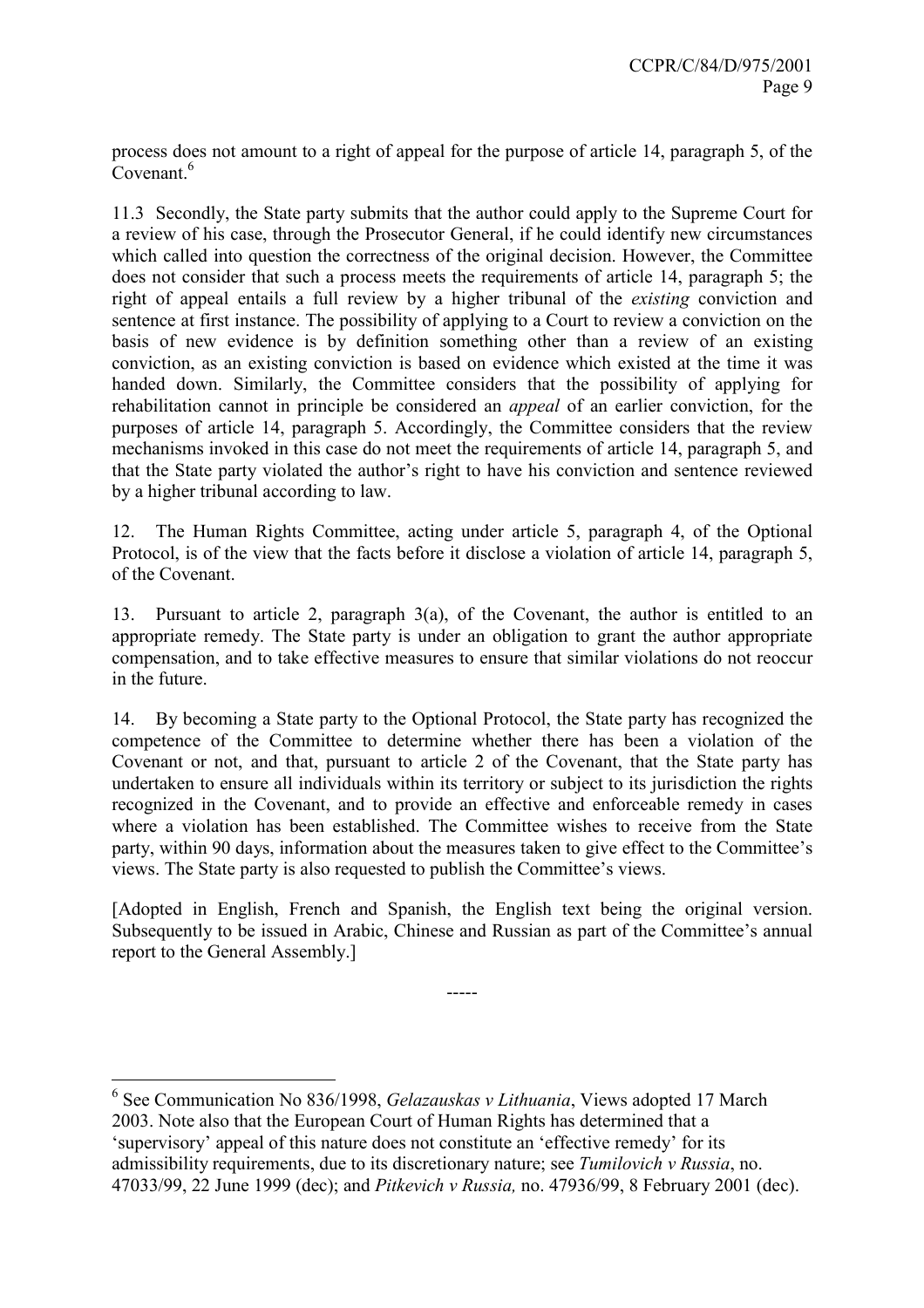process does not amount to a right of appeal for the purpose of article 14, paragraph 5, of the Covenant.[6]

11.3 Secondly, the State party submits that the author could apply to the Supreme Court for a review of his case, through the Prosecutor General, if he could identify new circumstances which called into question the correctness of the original decision. However, the Committee does not consider that such a process meets the requirements of article 14, paragraph 5; the right of appeal entails a full review by a higher tribunal of the *existing* conviction and sentence at first instance. The possibility of applying to a Court to review a conviction on the basis of new evidence is by definition something other than a review of an existing conviction, as an existing conviction is based on evidence which existed at the time it was handed down. Similarly, the Committee considers that the possibility of applying for rehabilitation cannot in principle be considered an *appeal* of an earlier conviction, for the purposes of article 14, paragraph 5. Accordingly, the Committee considers that the review mechanisms invoked in this case do not meet the requirements of article 14, paragraph 5, and that the State party violated the author's right to have his conviction and sentence reviewed by a higher tribunal according to law.

12. The Human Rights Committee, acting under article 5, paragraph 4, of the Optional Protocol, is of the view that the facts before it disclose a violation of article 14, paragraph 5, of the Covenant.

13. Pursuant to article 2, paragraph 3(a), of the Covenant, the author is entitled to an appropriate remedy. The State party is under an obligation to grant the author appropriate compensation, and to take effective measures to ensure that similar violations do not reoccur in the future.

14. By becoming a State party to the Optional Protocol, the State party has recognized the competence of the Committee to determine whether there has been a violation of the Covenant or not, and that, pursuant to article 2 of the Covenant, that the State party has undertaken to ensure all individuals within its territory or subject to its jurisdiction the rights recognized in the Covenant, and to provide an effective and enforceable remedy in cases where a violation has been established. The Committee wishes to receive from the State party, within 90 days, information about the measures taken to give effect to the Committee's views. The State party is also requested to publish the Committee's views.

[Adopted in English, French and Spanish, the English text being the original version. Subsequently to be issued in Arabic, Chinese and Russian as part of the Committee's annual report to the General Assembly.]

-----

[6] See Communication No 836/1998, *Gelazauskas v Lithuania*, Views adopted 17 March 2003. Note also that the European Court of Human Rights has determined that a 'supervisory' appeal of this nature does not constitute an 'effective remedy' for its admissibility requirements, due to its discretionary nature; see *Tumilovich v Russia*, no. 47033/99, 22 June 1999 (dec); and *Pitkevich v Russia,* no. 47936/99, 8 February 2001 (dec).